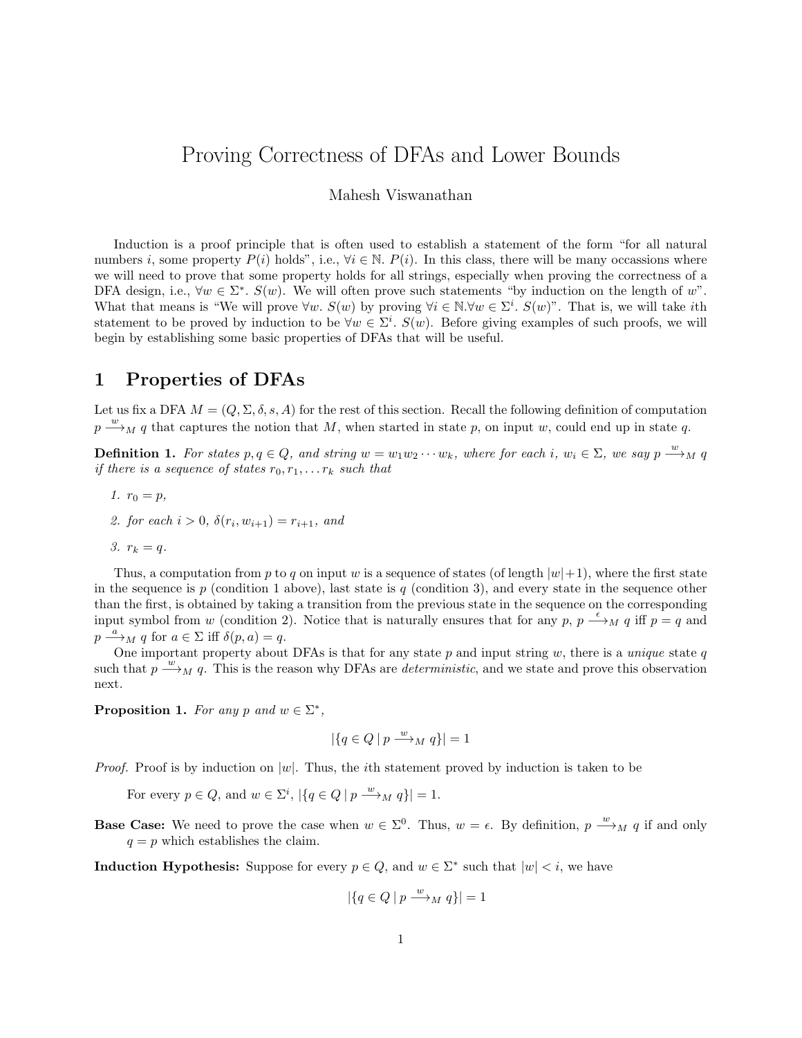# Proving Correctness of DFAs and Lower Bounds

Mahesh Viswanathan

Induction is a proof principle that is often used to establish a statement of the form "for all natural numbers $i$, some property $P(i)$ holds", i.e., $\forall i \in \mathbb{N}.\ P(i)$. In this class, there will be many occassions where we will need to prove that some property holds for all strings, especially when proving the correctness of a DFA design, i.e., $\forall w \in \Sigma^*.\ S(w)$. We will often prove such statements "by induction on the length of $w$". What that means is "We will prove $\forall w.\ S(w)$ by proving $\forall i \in \mathbb{N}. \forall w \in \Sigma^i.\ S(w)$". That is, we will take $i$th statement to be proved by induction to be $\forall w \in \Sigma^i.\ S(w)$. Before giving examples of such proofs, we will begin by establishing some basic properties of DFAs that will be useful.

## 1 Properties of DFAs

Let us fix a DFA $M = (Q, \Sigma, \delta, s, A)$ for the rest of this section. Recall the following definition of computation $p \xrightarrow{w}_M q$ that captures the notion that $M$, when started in state $p$, on input $w$, could end up in state $q$.

**Definition 1.** *For states $p, q \in Q$, and string $w = w_1 w_2 \cdots w_k$, where for each $i$, $w_i \in \Sigma$, we say $p \xrightarrow{w}_M q$ if there is a sequence of states $r_0, r_1, \ldots r_k$ such that*

1. *$r_0 = p$,*
2. *for each $i > 0$, $\delta(r_i, w_{i+1}) = r_{i+1}$, and*
3. *$r_k = q$.*

Thus, a computation from $p$ to $q$ on input $w$ is a sequence of states (of length $|w|+1$), where the first state in the sequence is $p$ (condition 1 above), last state is $q$ (condition 3), and every state in the sequence other than the first, is obtained by taking a transition from the previous state in the sequence on the corresponding input symbol from $w$ (condition 2). Notice that is naturally ensures that for any $p$, $p \xrightarrow{\epsilon}_M q$ iff $p = q$ and $p \xrightarrow{a}_M q$ for $a \in \Sigma$ iff $\delta(p, a) = q$.

One important property about DFAs is that for any state $p$ and input string $w$, there is a *unique* state $q$ such that $p \xrightarrow{w}_M q$. This is the reason why DFAs are *deterministic*, and we state and prove this observation next.

**Proposition 1.** *For any $p$ and $w \in \Sigma^*$,*

$$|\{q \in Q \mid p \xrightarrow{w}_M q\}| = 1$$

*Proof.* Proof is by induction on $|w|$. Thus, the $i$th statement proved by induction is taken to be

> For every $p \in Q$, and $w \in \Sigma^i$, $|\{q \in Q \mid p \xrightarrow{w}_M q\}| = 1$.

**Base Case:** We need to prove the case when $w \in \Sigma^0$. Thus, $w = \epsilon$. By definition, $p \xrightarrow{w}_M q$ if and only $q = p$ which establishes the claim.

**Induction Hypothesis:** Suppose for every $p \in Q$, and $w \in \Sigma^*$ such that $|w| < i$, we have

$$|\{q \in Q \mid p \xrightarrow{w}_M q\}| = 1$$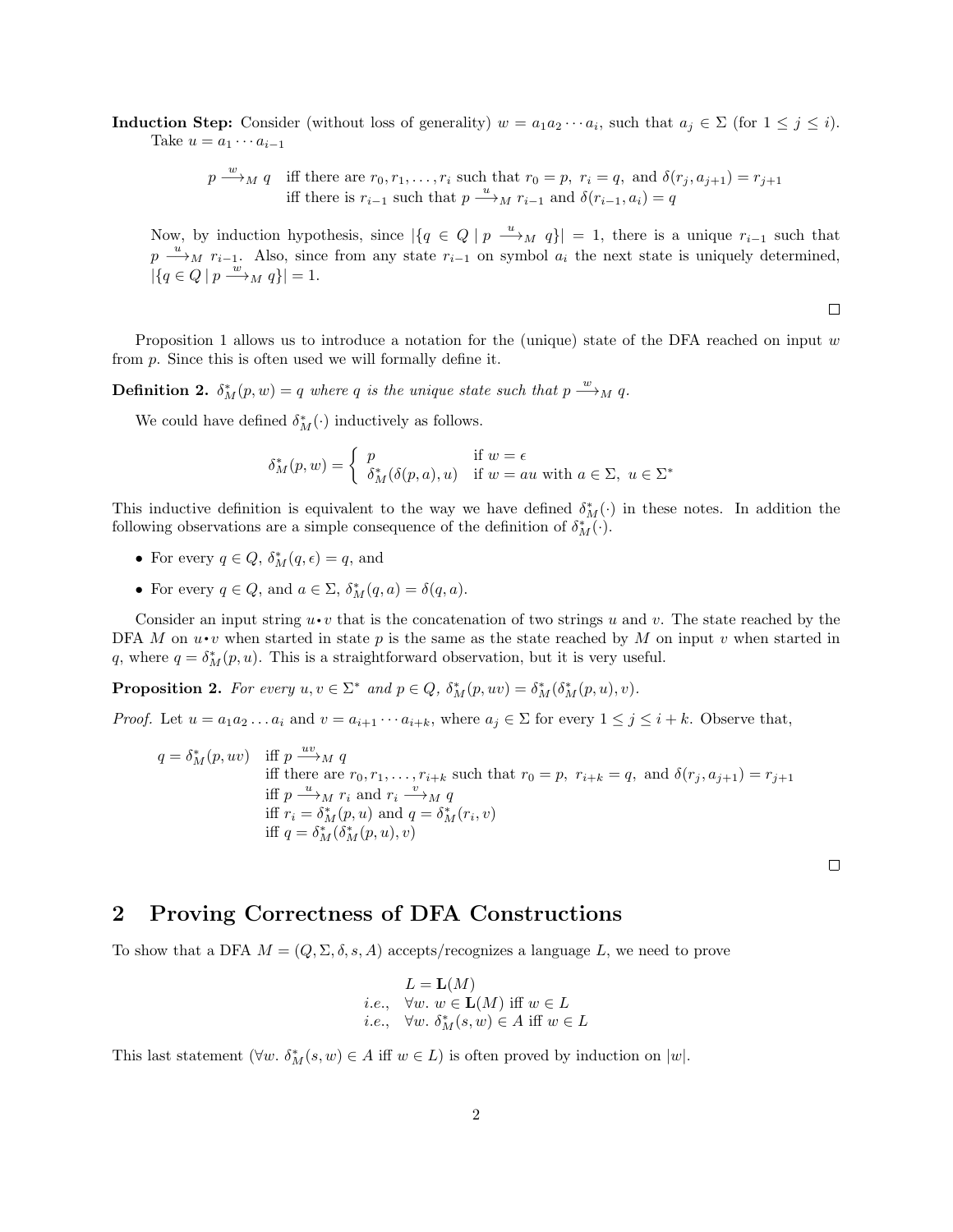**Induction Step:** Consider (without loss of generality) $w = a_1 a_2 \cdots a_i$, such that $a_j \in \Sigma$ (for $1 \leq j \leq i$). Take $u = a_1 \cdots a_{i-1}$

$$
\begin{aligned}
p \xrightarrow{w}_M q \quad & \text{iff there are } r_0, r_1, \ldots, r_i \text{ such that } r_0 = p,\ r_i = q, \text{ and } \delta(r_j, a_{j+1}) = r_{j+1} \\
& \text{iff there is } r_{i-1} \text{ such that } p \xrightarrow{u}_M r_{i-1} \text{ and } \delta(r_{i-1}, a_i) = q
\end{aligned}
$$

Now, by induction hypothesis, since $|\{q \in Q \mid p \xrightarrow{u}_M q\}| = 1$, there is a unique $r_{i-1}$ such that $p \xrightarrow{u}_M r_{i-1}$. Also, since from any state $r_{i-1}$ on symbol $a_i$ the next state is uniquely determined, $|\{q \in Q \mid p \xrightarrow{w}_M q\}| = 1$.

□

Proposition 1 allows us to introduce a notation for the (unique) state of the DFA reached on input $w$ from $p$. Since this is often used we will formally define it.

**Definition 2.** *$\delta^*_M(p, w) = q$ where $q$ is the unique state such that $p \xrightarrow{w}_M q$.*

We could have defined $\delta^*_M(\cdot)$ inductively as follows.

$$
\delta^*_M(p, w) = \begin{cases} p & \text{if } w = \epsilon \\ \delta^*_M(\delta(p, a), u) & \text{if } w = au \text{ with } a \in \Sigma,\ u \in \Sigma^* \end{cases}
$$

This inductive definition is equivalent to the way we have defined $\delta^*_M(\cdot)$ in these notes. In addition the following observations are a simple consequence of the definition of $\delta^*_M(\cdot)$.

- For every $q \in Q$, $\delta^*_M(q, \epsilon) = q$, and
- For every $q \in Q$, and $a \in \Sigma$, $\delta^*_M(q, a) = \delta(q, a)$.

Consider an input string $u \bullet v$ that is the concatenation of two strings $u$ and $v$. The state reached by the DFA $M$ on $u \bullet v$ when started in state $p$ is the same as the state reached by $M$ on input $v$ when started in $q$, where $q = \delta^*_M(p, u)$. This is a straightforward observation, but it is very useful.

**Proposition 2.** *For every $u, v \in \Sigma^*$ and $p \in Q$, $\delta^*_M(p, uv) = \delta^*_M(\delta^*_M(p, u), v)$.*

*Proof.* Let $u = a_1 a_2 \ldots a_i$ and $v = a_{i+1} \cdots a_{i+k}$, where $a_j \in \Sigma$ for every $1 \leq j \leq i + k$. Observe that,

$$
\begin{aligned}
q = \delta^*_M(p, uv) \quad & \text{iff } p \xrightarrow{uv}_M q \\
& \text{iff there are } r_0, r_1, \ldots, r_{i+k} \text{ such that } r_0 = p,\ r_{i+k} = q, \text{ and } \delta(r_j, a_{j+1}) = r_{j+1} \\
& \text{iff } p \xrightarrow{u}_M r_i \text{ and } r_i \xrightarrow{v}_M q \\
& \text{iff } r_i = \delta^*_M(p, u) \text{ and } q = \delta^*_M(r_i, v) \\
& \text{iff } q = \delta^*_M(\delta^*_M(p, u), v)
\end{aligned}
$$

□

## 2 Proving Correctness of DFA Constructions

To show that a DFA $M = (Q, \Sigma, \delta, s, A)$ accepts/recognizes a language $L$, we need to prove

$$
\begin{aligned}
& L = \mathbf{L}(M) \\
\textit{i.e.,} \quad & \forall w.\ w \in \mathbf{L}(M) \text{ iff } w \in L \\
\textit{i.e.,} \quad & \forall w.\ \delta^*_M(s, w) \in A \text{ iff } w \in L
\end{aligned}
$$

This last statement ($\forall w.\ \delta^*_M(s, w) \in A$ iff $w \in L$) is often proved by induction on $|w|$.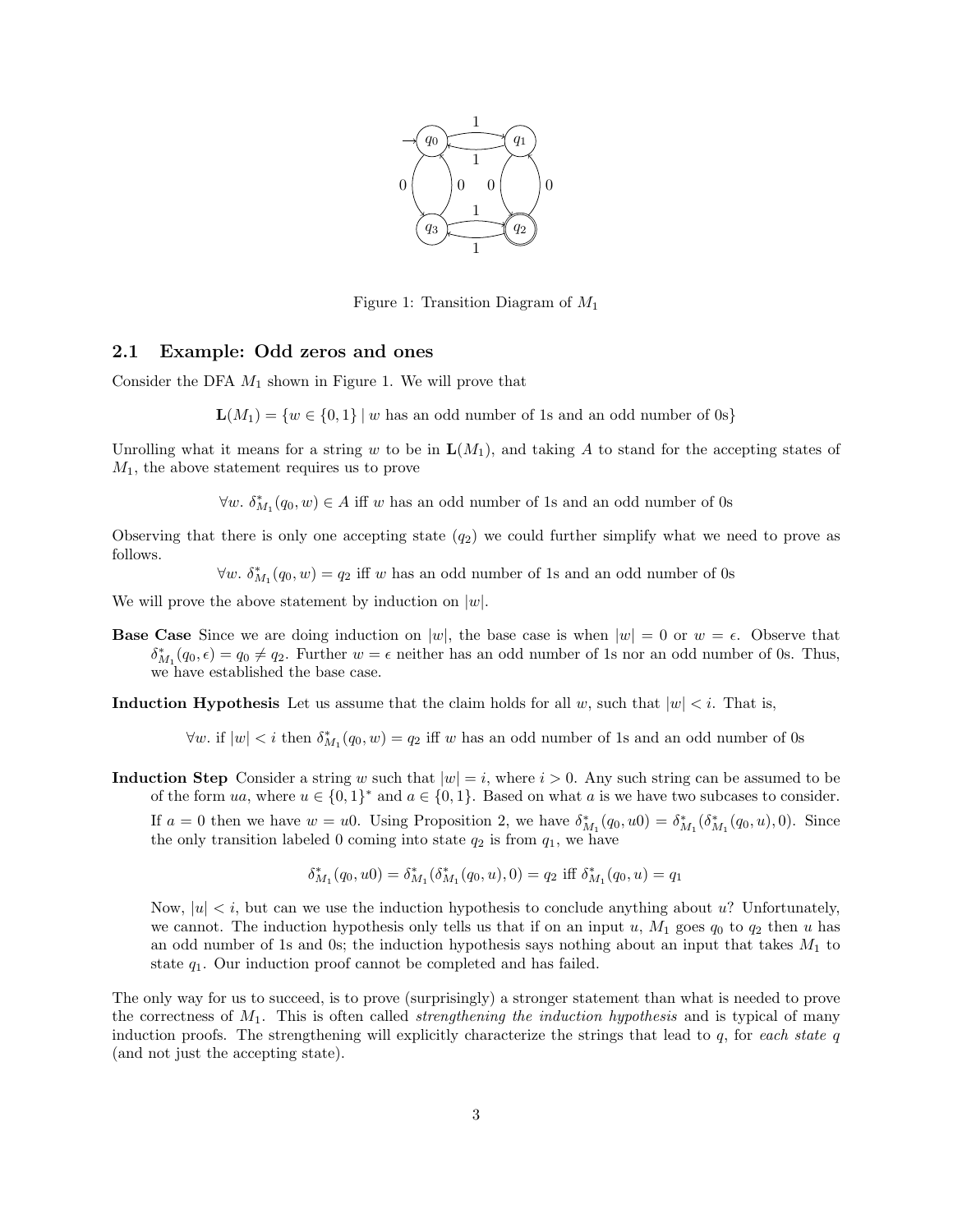Figure 1: Transition Diagram of $M_1$

### 2.1 Example: Odd zeros and ones

Consider the DFA $M_1$ shown in Figure 1. We will prove that

$$\mathbf{L}(M_1) = \{w \in \{0,1\} \mid w \text{ has an odd number of 1s and an odd number of 0s}\}$$

Unrolling what it means for a string $w$ to be in $\mathbf{L}(M_1)$, and taking $A$ to stand for the accepting states of $M_1$, the above statement requires us to prove

$$\forall w.\ \delta^*_{M_1}(q_0, w) \in A \text{ iff } w \text{ has an odd number of 1s and an odd number of 0s}$$

Observing that there is only one accepting state ($q_2$) we could further simplify what we need to prove as follows.

$$\forall w.\ \delta^*_{M_1}(q_0, w) = q_2 \text{ iff } w \text{ has an odd number of 1s and an odd number of 0s}$$

We will prove the above statement by induction on $|w|$.

**Base Case** Since we are doing induction on $|w|$, the base case is when $|w| = 0$ or $w = \epsilon$. Observe that $\delta^*_{M_1}(q_0, \epsilon) = q_0 \neq q_2$. Further $w = \epsilon$ neither has an odd number of 1s nor an odd number of 0s. Thus, we have established the base case.

**Induction Hypothesis** Let us assume that the claim holds for all $w$, such that $|w| < i$. That is,

$$\forall w. \text{ if } |w| < i \text{ then } \delta^*_{M_1}(q_0, w) = q_2 \text{ iff } w \text{ has an odd number of 1s and an odd number of 0s}$$

**Induction Step** Consider a string $w$ such that $|w| = i$, where $i > 0$. Any such string can be assumed to be of the form $ua$, where $u \in \{0,1\}^*$ and $a \in \{0,1\}$. Based on what $a$ is we have two subcases to consider.

If $a = 0$ then we have $w = u0$. Using Proposition 2, we have $\delta^*_{M_1}(q_0, u0) = \delta^*_{M_1}(\delta^*_{M_1}(q_0, u), 0)$. Since the only transition labeled 0 coming into state $q_2$ is from $q_1$, we have

$$\delta^*_{M_1}(q_0, u0) = \delta^*_{M_1}(\delta^*_{M_1}(q_0, u), 0) = q_2 \text{ iff } \delta^*_{M_1}(q_0, u) = q_1$$

Now, $|u| < i$, but can we use the induction hypothesis to conclude anything about $u$? Unfortunately, we cannot. The induction hypothesis only tells us that if on an input $u$, $M_1$ goes $q_0$ to $q_2$ then $u$ has an odd number of 1s and 0s; the induction hypothesis says nothing about an input that takes $M_1$ to state $q_1$. Our induction proof cannot be completed and has failed.

The only way for us to succeed, is to prove (surprisingly) a stronger statement than what is needed to prove the correctness of $M_1$. This is often called *strengthening the induction hypothesis* and is typical of many induction proofs. The strengthening will explicitly characterize the strings that lead to $q$, for *each state* $q$ (and not just the accepting state).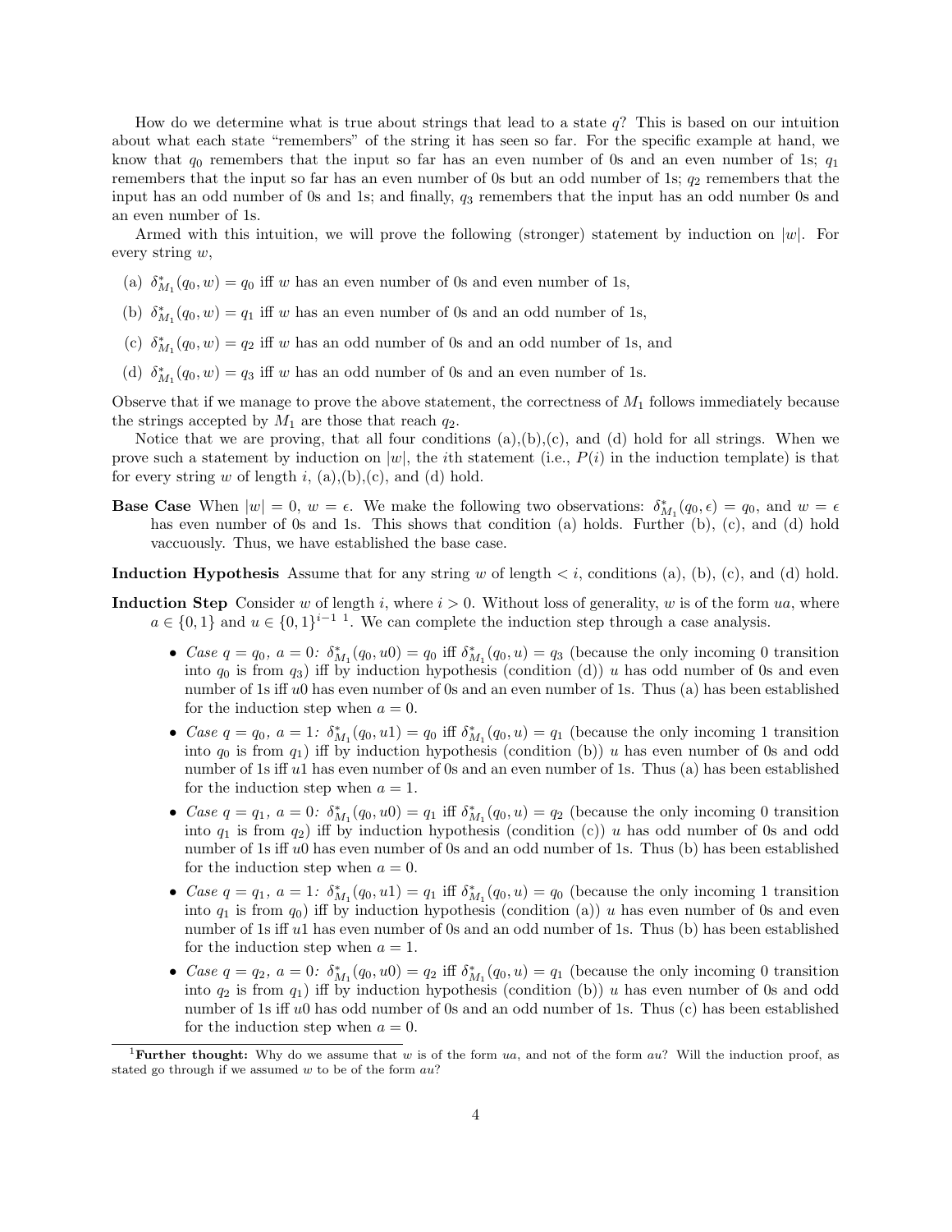How do we determine what is true about strings that lead to a state $q$? This is based on our intuition about what each state "remembers" of the string it has seen so far. For the specific example at hand, we know that $q_0$ remembers that the input so far has an even number of 0s and an even number of 1s; $q_1$ remembers that the input so far has an even number of 0s but an odd number of 1s; $q_2$ remembers that the input has an odd number of 0s and 1s; and finally, $q_3$ remembers that the input has an odd number 0s and an even number of 1s.

Armed with this intuition, we will prove the following (stronger) statement by induction on $|w|$. For every string $w$,

(a) $\delta^*_{M_1}(q_0, w) = q_0$ iff $w$ has an even number of 0s and even number of 1s,

(b) $\delta^*_{M_1}(q_0, w) = q_1$ iff $w$ has an even number of 0s and an odd number of 1s,

(c) $\delta^*_{M_1}(q_0, w) = q_2$ iff $w$ has an odd number of 0s and an odd number of 1s, and

(d) $\delta^*_{M_1}(q_0, w) = q_3$ iff $w$ has an odd number of 0s and an even number of 1s.

Observe that if we manage to prove the above statement, the correctness of $M_1$ follows immediately because the strings accepted by $M_1$ are those that reach $q_2$.

Notice that we are proving, that all four conditions (a),(b),(c), and (d) hold for all strings. When we prove such a statement by induction on $|w|$, the $i$th statement (i.e., $P(i)$ in the induction template) is that for every string $w$ of length $i$, (a),(b),(c), and (d) hold.

**Base Case** When $|w| = 0$, $w = \epsilon$. We make the following two observations: $\delta^*_{M_1}(q_0, \epsilon) = q_0$, and $w = \epsilon$ has even number of 0s and 1s. This shows that condition (a) holds. Further (b), (c), and (d) hold vaccuously. Thus, we have established the base case.

**Induction Hypothesis** Assume that for any string $w$ of length $< i$, conditions (a), (b), (c), and (d) hold.

**Induction Step** Consider $w$ of length $i$, where $i > 0$. Without loss of generality, $w$ is of the form $ua$, where $a \in \{0, 1\}$ and $u \in \{0, 1\}^{i-1}$ [1]. We can complete the induction step through a case analysis.

- *Case $q = q_0$, $a = 0$:* $\delta^*_{M_1}(q_0, u0) = q_0$ iff $\delta^*_{M_1}(q_0, u) = q_3$ (because the only incoming 0 transition into $q_0$ is from $q_3$) iff by induction hypothesis (condition (d)) $u$ has odd number of 0s and even number of 1s iff $u0$ has even number of 0s and an even number of 1s. Thus (a) has been established for the induction step when $a = 0$.
- *Case $q = q_0$, $a = 1$:* $\delta^*_{M_1}(q_0, u1) = q_0$ iff $\delta^*_{M_1}(q_0, u) = q_1$ (because the only incoming 1 transition into $q_0$ is from $q_1$) iff by induction hypothesis (condition (b)) $u$ has even number of 0s and odd number of 1s iff $u1$ has even number of 0s and an even number of 1s. Thus (a) has been established for the induction step when $a = 1$.
- *Case $q = q_1$, $a = 0$:* $\delta^*_{M_1}(q_0, u0) = q_1$ iff $\delta^*_{M_1}(q_0, u) = q_2$ (because the only incoming 0 transition into $q_1$ is from $q_2$) iff by induction hypothesis (condition (c)) $u$ has odd number of 0s and odd number of 1s iff $u0$ has even number of 0s and an odd number of 1s. Thus (b) has been established for the induction step when $a = 0$.
- *Case $q = q_1$, $a = 1$:* $\delta^*_{M_1}(q_0, u1) = q_1$ iff $\delta^*_{M_1}(q_0, u) = q_0$ (because the only incoming 1 transition into $q_1$ is from $q_0$) iff by induction hypothesis (condition (a)) $u$ has even number of 0s and even number of 1s iff $u1$ has even number of 0s and an odd number of 1s. Thus (b) has been established for the induction step when $a = 1$.
- *Case $q = q_2$, $a = 0$:* $\delta^*_{M_1}(q_0, u0) = q_2$ iff $\delta^*_{M_1}(q_0, u) = q_1$ (because the only incoming 0 transition into $q_2$ is from $q_1$) iff by induction hypothesis (condition (b)) $u$ has even number of 0s and odd number of 1s iff $u0$ has odd number of 0s and an odd number of 1s. Thus (c) has been established for the induction step when $a = 0$.

[1] **Further thought:** Why do we assume that $w$ is of the form $ua$, and not of the form $au$? Will the induction proof, as stated go through if we assumed $w$ to be of the form $au$?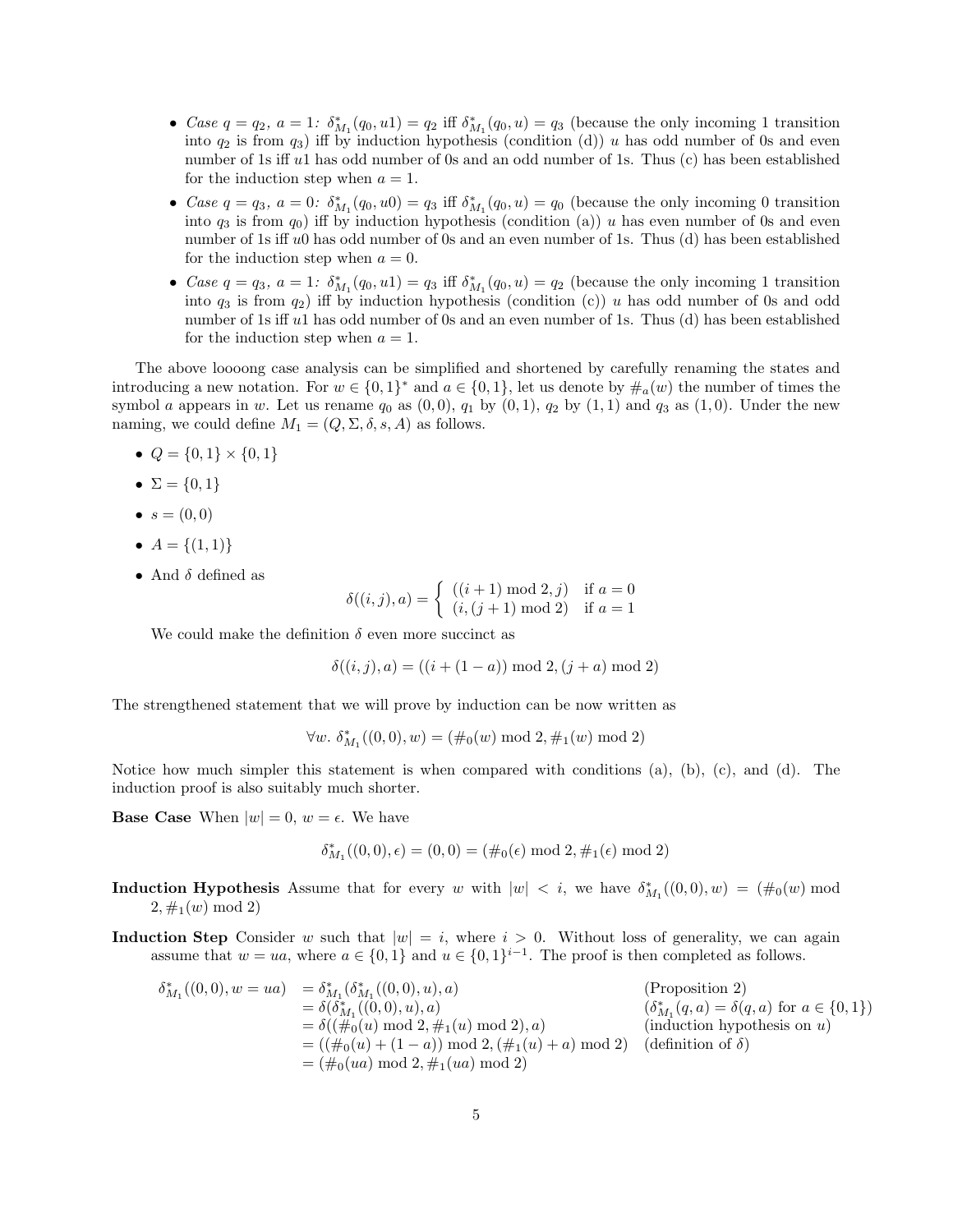- *Case $q = q_2$, $a = 1$:* $\delta^*_{M_1}(q_0, u1) = q_2$ iff $\delta^*_{M_1}(q_0, u) = q_3$ (because the only incoming 1 transition into $q_2$ is from $q_3$) iff by induction hypothesis (condition (d)) $u$ has odd number of 0s and even number of 1s iff $u1$ has odd number of 0s and an odd number of 1s. Thus (c) has been established for the induction step when $a = 1$.
- *Case $q = q_3$, $a = 0$:* $\delta^*_{M_1}(q_0, u0) = q_3$ iff $\delta^*_{M_1}(q_0, u) = q_0$ (because the only incoming 0 transition into $q_3$ is from $q_0$) iff by induction hypothesis (condition (a)) $u$ has even number of 0s and even number of 1s iff $u0$ has odd number of 0s and an even number of 1s. Thus (d) has been established for the induction step when $a = 0$.
- *Case $q = q_3$, $a = 1$:* $\delta^*_{M_1}(q_0, u1) = q_3$ iff $\delta^*_{M_1}(q_0, u) = q_2$ (because the only incoming 1 transition into $q_3$ is from $q_2$) iff by induction hypothesis (condition (c)) $u$ has odd number of 0s and odd number of 1s iff $u1$ has odd number of 0s and an even number of 1s. Thus (d) has been established for the induction step when $a = 1$.

The above loooong case analysis can be simplified and shortened by carefully renaming the states and introducing a new notation. For $w \in \{0,1\}^*$ and $a \in \{0,1\}$, let us denote by $\#_a(w)$ the number of times the symbol $a$ appears in $w$. Let us rename $q_0$ as $(0,0)$, $q_1$ by $(0,1)$, $q_2$ by $(1,1)$ and $q_3$ as $(1,0)$. Under the new naming, we could define $M_1 = (Q, \Sigma, \delta, s, A)$ as follows.

- $Q = \{0,1\} \times \{0,1\}$
- $\Sigma = \{0,1\}$
- $s = (0,0)$
- $A = \{(1,1)\}$
- And $\delta$ defined as

$$\delta((i,j),a) = \begin{cases} ((i+1) \bmod 2, j) & \text{if } a = 0 \\ (i, (j+1) \bmod 2) & \text{if } a = 1 \end{cases}$$

We could make the definition $\delta$ even more succinct as

$$\delta((i,j),a) = ((i + (1-a)) \bmod 2, (j+a) \bmod 2)$$

The strengthened statement that we will prove by induction can be now written as

$$\forall w.\ \delta^*_{M_1}((0,0), w) = (\#_0(w) \bmod 2, \#_1(w) \bmod 2)$$

Notice how much simpler this statement is when compared with conditions (a), (b), (c), and (d). The induction proof is also suitably much shorter.

**Base Case** When $|w| = 0$, $w = \epsilon$. We have

$$\delta^*_{M_1}((0,0), \epsilon) = (0,0) = (\#_0(\epsilon) \bmod 2, \#_1(\epsilon) \bmod 2)$$

**Induction Hypothesis** Assume that for every $w$ with $|w| < i$, we have $\delta^*_{M_1}((0,0), w) = (\#_0(w) \bmod 2, \#_1(w) \bmod 2)$

**Induction Step** Consider $w$ such that $|w| = i$, where $i > 0$. Without loss of generality, we can again assume that $w = ua$, where $a \in \{0,1\}$ and $u \in \{0,1\}^{i-1}$. The proof is then completed as follows.

$$\begin{aligned}
\delta^*_{M_1}((0,0), w = ua) &= \delta^*_{M_1}(\delta^*_{M_1}((0,0),u), a) && \text{(Proposition 2)} \\
&= \delta(\delta^*_{M_1}((0,0),u), a) && (\delta^*_{M_1}(q,a) = \delta(q,a) \text{ for } a \in \{0,1\}) \\
&= \delta((\#_0(u) \bmod 2, \#_1(u) \bmod 2), a) && \text{(induction hypothesis on } u) \\
&= ((\#_0(u) + (1-a)) \bmod 2, (\#_1(u) + a) \bmod 2) && \text{(definition of } \delta) \\
&= (\#_0(ua) \bmod 2, \#_1(ua) \bmod 2)
\end{aligned}$$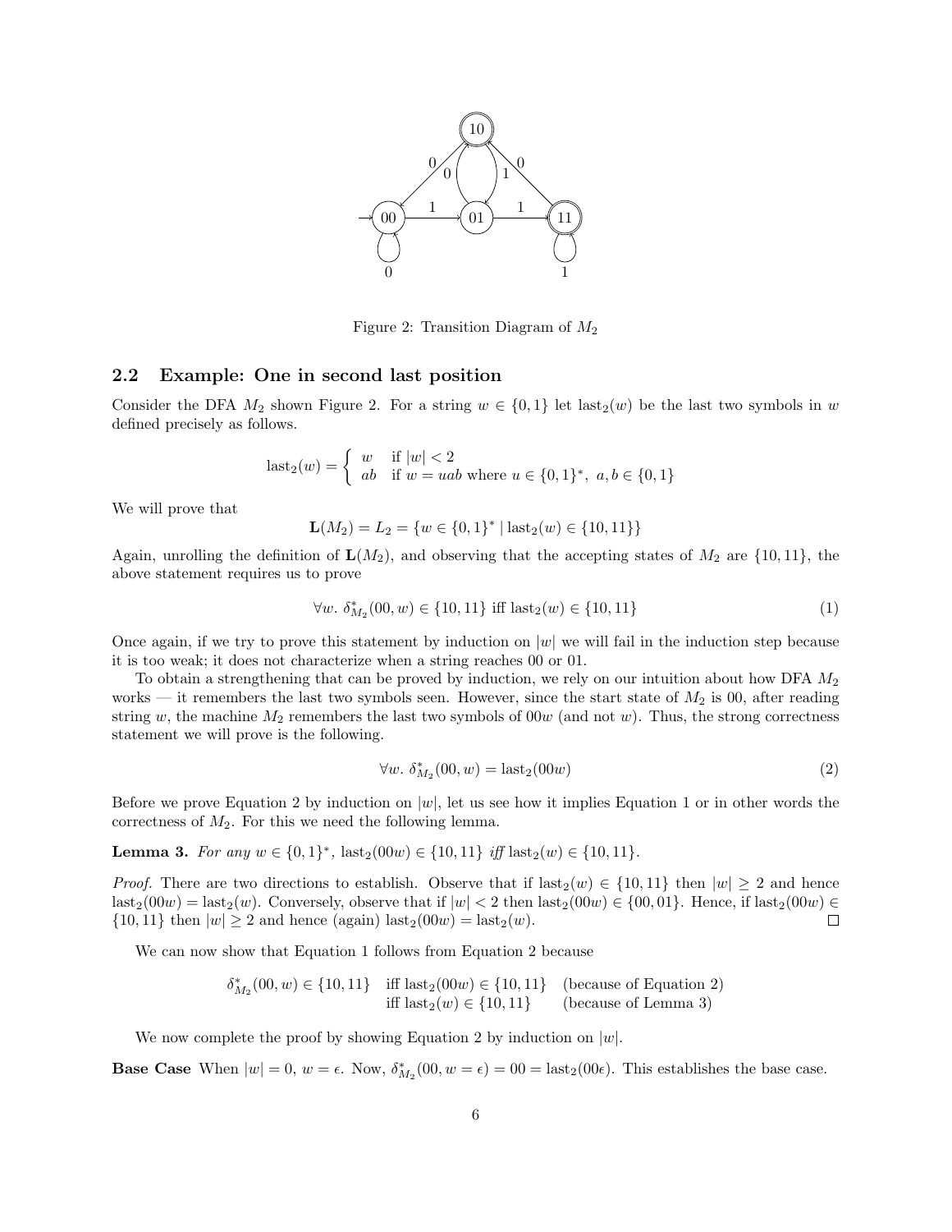Figure 2: Transition Diagram of $M_2$

### 2.2 Example: One in second last position

Consider the DFA $M_2$ shown Figure 2. For a string $w \in \{0,1\}$ let $\text{last}_2(w)$ be the last two symbols in $w$ defined precisely as follows.

$$\text{last}_2(w) = \begin{cases} w & \text{if } |w| < 2 \\ ab & \text{if } w = uab \text{ where } u \in \{0,1\}^*,\ a, b \in \{0,1\} \end{cases}$$

We will prove that

$$\mathbf{L}(M_2) = L_2 = \{w \in \{0,1\}^* \mid \text{last}_2(w) \in \{10, 11\}\}$$

Again, unrolling the definition of $\mathbf{L}(M_2)$, and observing that the accepting states of $M_2$ are $\{10, 11\}$, the above statement requires us to prove

$$\forall w.\ \delta^*_{M_2}(00, w) \in \{10, 11\} \text{ iff } \text{last}_2(w) \in \{10, 11\} \tag{1}$$

Once again, if we try to prove this statement by induction on $|w|$ we will fail in the induction step because it is too weak; it does not characterize when a string reaches 00 or 01.

To obtain a strengthening that can be proved by induction, we rely on our intuition about how DFA $M_2$ works — it remembers the last two symbols seen. However, since the start state of $M_2$ is 00, after reading string $w$, the machine $M_2$ remembers the last two symbols of $00w$ (and not $w$). Thus, the strong correctness statement we will prove is the following.

$$\forall w.\ \delta^*_{M_2}(00, w) = \text{last}_2(00w) \tag{2}$$

Before we prove Equation 2 by induction on $|w|$, let us see how it implies Equation 1 or in other words the correctness of $M_2$. For this we need the following lemma.

**Lemma 3.** *For any $w \in \{0,1\}^*$, $\text{last}_2(00w) \in \{10, 11\}$ iff $\text{last}_2(w) \in \{10, 11\}$.*

*Proof.* There are two directions to establish. Observe that if $\text{last}_2(w) \in \{10, 11\}$ then $|w| \geq 2$ and hence $\text{last}_2(00w) = \text{last}_2(w)$. Conversely, observe that if $|w| < 2$ then $\text{last}_2(00w) \in \{00, 01\}$. Hence, if $\text{last}_2(00w) \in \{10, 11\}$ then $|w| \geq 2$ and hence (again) $\text{last}_2(00w) = \text{last}_2(w)$. ◻

We can now show that Equation 1 follows from Equation 2 because

$$\begin{aligned} \delta^*_{M_2}(00, w) \in \{10, 11\} \quad & \text{iff } \text{last}_2(00w) \in \{10, 11\} \quad \text{(because of Equation 2)} \\ & \text{iff } \text{last}_2(w) \in \{10, 11\} \quad \text{(because of Lemma 3)} \end{aligned}$$

We now complete the proof by showing Equation 2 by induction on $|w|$.

**Base Case** When $|w| = 0$, $w = \epsilon$. Now, $\delta^*_{M_2}(00, w = \epsilon) = 00 = \text{last}_2(00\epsilon)$. This establishes the base case.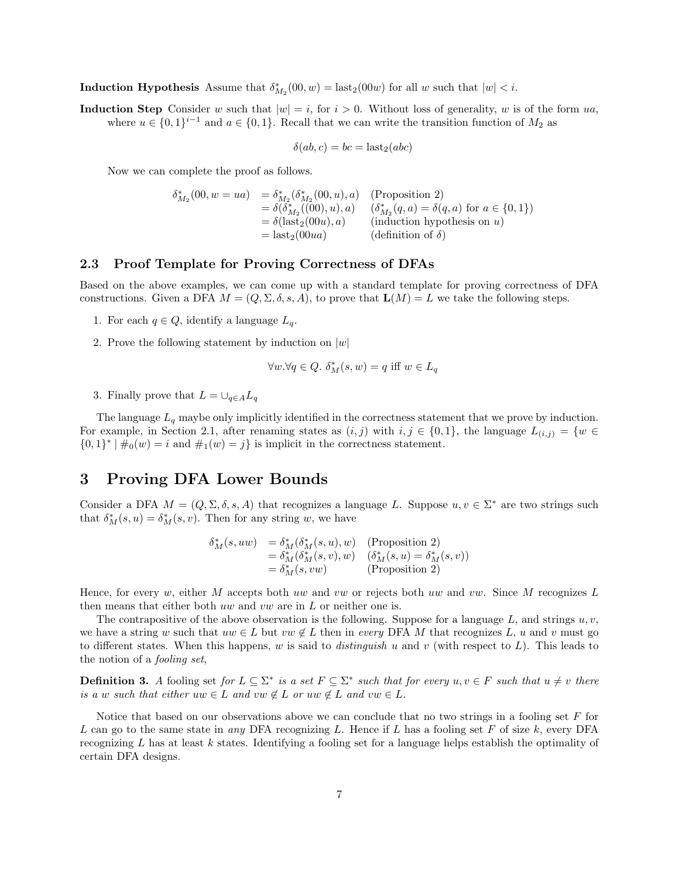**Induction Hypothesis** Assume that $\delta^*_{M_2}(00, w) = \text{last}_2(00w)$ for all $w$ such that $|w| < i$.

**Induction Step** Consider $w$ such that $|w| = i$, for $i > 0$. Without loss of generality, $w$ is of the form $ua$, where $u \in \{0,1\}^{i-1}$ and $a \in \{0,1\}$. Recall that we can write the transition function of $M_2$ as

$$\delta(ab, c) = bc = \text{last}_2(abc)$$

Now we can complete the proof as follows.

$$\begin{aligned}
\delta^*_{M_2}(00, w = ua) &= \delta^*_{M_2}(\delta^*_{M_2}(00, u), a) && \text{(Proposition 2)} \\
&= \delta(\delta^*_{M_2}((00), u), a) && (\delta^*_{M_2}(q, a) = \delta(q, a) \text{ for } a \in \{0,1\}) \\
&= \delta(\text{last}_2(00u), a) && \text{(induction hypothesis on } u) \\
&= \text{last}_2(00ua) && \text{(definition of } \delta)
\end{aligned}$$

### 2.3 Proof Template for Proving Correctness of DFAs

Based on the above examples, we can come up with a standard template for proving correctness of DFA constructions. Given a DFA $M = (Q, \Sigma, \delta, s, A)$, to prove that $\mathbf{L}(M) = L$ we take the following steps.

1. For each $q \in Q$, identify a language $L_q$.
2. Prove the following statement by induction on $|w|$

$$\forall w. \forall q \in Q.\ \delta^*_M(s, w) = q \text{ iff } w \in L_q$$

3. Finally prove that $L = \cup_{q \in A} L_q$

The language $L_q$ maybe only implicitly identified in the correctness statement that we prove by induction. For example, in Section 2.1, after renaming states as $(i, j)$ with $i, j \in \{0, 1\}$, the language $L_{(i,j)} = \{w \in \{0,1\}^* \mid \#_0(w) = i \text{ and } \#_1(w) = j\}$ is implicit in the correctness statement.

## 3 Proving DFA Lower Bounds

Consider a DFA $M = (Q, \Sigma, \delta, s, A)$ that recognizes a language $L$. Suppose $u, v \in \Sigma^*$ are two strings such that $\delta^*_M(s, u) = \delta^*_M(s, v)$. Then for any string $w$, we have

$$\begin{aligned}
\delta^*_M(s, uw) &= \delta^*_M(\delta^*_M(s, u), w) && \text{(Proposition 2)} \\
&= \delta^*_M(\delta^*_M(s, v), w) && (\delta^*_M(s, u) = \delta^*_M(s, v)) \\
&= \delta^*_M(s, vw) && \text{(Proposition 2)}
\end{aligned}$$

Hence, for every $w$, either $M$ accepts both $uw$ and $vw$ or rejects both $uw$ and $vw$. Since $M$ recognizes $L$ then means that either both $uw$ and $vw$ are in $L$ or neither one is.

The contrapositive of the above observation is the following. Suppose for a language $L$, and strings $u, v$, we have a string $w$ such that $uw \in L$ but $vw \notin L$ then in *every* DFA $M$ that recognizes $L$, $u$ and $v$ must go to different states. When this happens, $w$ is said to *distinguish* $u$ and $v$ (with respect to $L$). This leads to the notion of a *fooling set*,

**Definition 3.** *A* fooling set *for $L \subseteq \Sigma^*$ is a set $F \subseteq \Sigma^*$ such that for every $u, v \in F$ such that $u \neq v$ there is a $w$ such that either $uw \in L$ and $vw \notin L$ or $uw \notin L$ and $vw \in L$.*

Notice that based on our observations above we can conclude that no two strings in a fooling set $F$ for $L$ can go to the same state in *any* DFA recognizing $L$. Hence if $L$ has a fooling set $F$ of size $k$, every DFA recognizing $L$ has at least $k$ states. Identifying a fooling set for a language helps establish the optimality of certain DFA designs.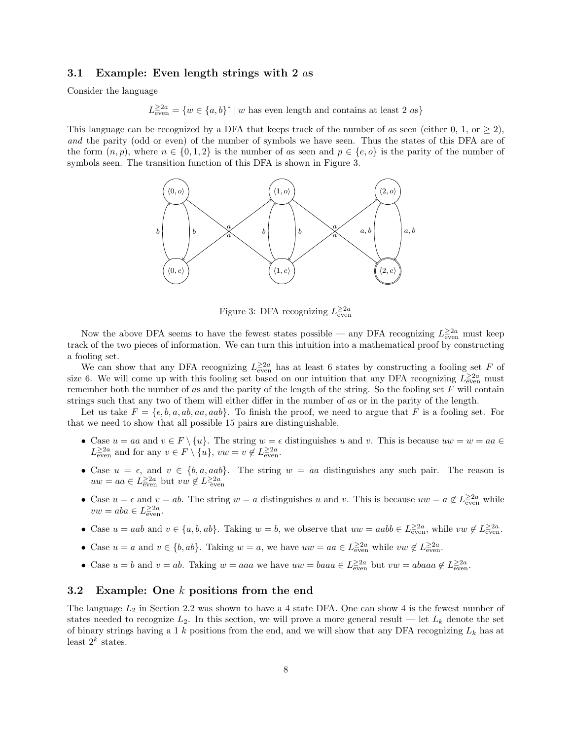### 3.1 Example: Even length strings with 2 $a$s

Consider the language

$$L_{\text{even}}^{\geq 2a} = \{w \in \{a,b\}^* \mid w \text{ has even length and contains at least 2 } a\text{s}\}$$

This language can be recognized by a DFA that keeps track of the number of $a$s seen (either 0, 1, or $\geq 2$), *and* the parity (odd or even) of the number of symbols we have seen. Thus the states of this DFA are of the form $(n, p)$, where $n \in \{0, 1, 2\}$ is the number of $a$s seen and $p \in \{e, o\}$ is the parity of the number of symbols seen. The transition function of this DFA is shown in Figure 3.

Figure 3: DFA recognizing $L_{\text{even}}^{\geq 2a}$

Now the above DFA seems to have the fewest states possible — any DFA recognizing $L_{\text{even}}^{\geq 2a}$ must keep track of the two pieces of information. We can turn this intuition into a mathematical proof by constructing a fooling set.

We can show that any DFA recognizing $L_{\text{even}}^{\geq 2a}$ has at least 6 states by constructing a fooling set $F$ of size 6. We will come up with this fooling set based on our intuition that any DFA recognizing $L_{\text{even}}^{\geq 2a}$ must remember both the number of $a$s and the parity of the length of the string. So the fooling set $F$ will contain strings such that any two of them will either differ in the number of $a$s or in the parity of the length.

Let us take $F = \{\epsilon, b, a, ab, aa, aab\}$. To finish the proof, we need to argue that $F$ is a fooling set. For that we need to show that all possible 15 pairs are distinguishable.

- Case $u = aa$ and $v \in F \setminus \{u\}$. The string $w = \epsilon$ distinguishes $u$ and $v$. This is because $uw = w = aa \in L_{\text{even}}^{\geq 2a}$ and for any $v \in F \setminus \{u\}$, $vw = v \notin L_{\text{even}}^{\geq 2a}$.
- Case $u = \epsilon$, and $v \in \{b, a, aab\}$. The string $w = aa$ distinguishes any such pair. The reason is $uw = aa \in L_{\text{even}}^{\geq 2a}$ but $vw \notin L_{\text{even}}^{\geq 2a}$
- Case $u = \epsilon$ and $v = ab$. The string $w = a$ distinguishes $u$ and $v$. This is because $uw = a \notin L_{\text{even}}^{\geq 2a}$ while $vw = aba \in L_{\text{even}}^{\geq 2a}$.
- Case $u = aab$ and $v \in \{a, b, ab\}$. Taking $w = b$, we observe that $uw = aabb \in L_{\text{even}}^{\geq 2a}$, while $vw \notin L_{\text{even}}^{\geq 2a}$.
- Case $u = a$ and $v \in \{b, ab\}$. Taking $w = a$, we have $uw = aa \in L_{\text{even}}^{\geq 2a}$ while $vw \notin L_{\text{even}}^{\geq 2a}$.
- Case $u = b$ and $v = ab$. Taking $w = aaa$ we have $uw = baaa \in L_{\text{even}}^{\geq 2a}$ but $vw = abaaa \notin L_{\text{even}}^{\geq 2a}$.

### 3.2 Example: One $k$ positions from the end

The language $L_2$ in Section 2.2 was shown to have a 4 state DFA. One can show 4 is the fewest number of states needed to recognize $L_2$. In this section, we will prove a more general result — let $L_k$ denote the set of binary strings having a 1 $k$ positions from the end, and we will show that any DFA recognizing $L_k$ has at least $2^k$ states.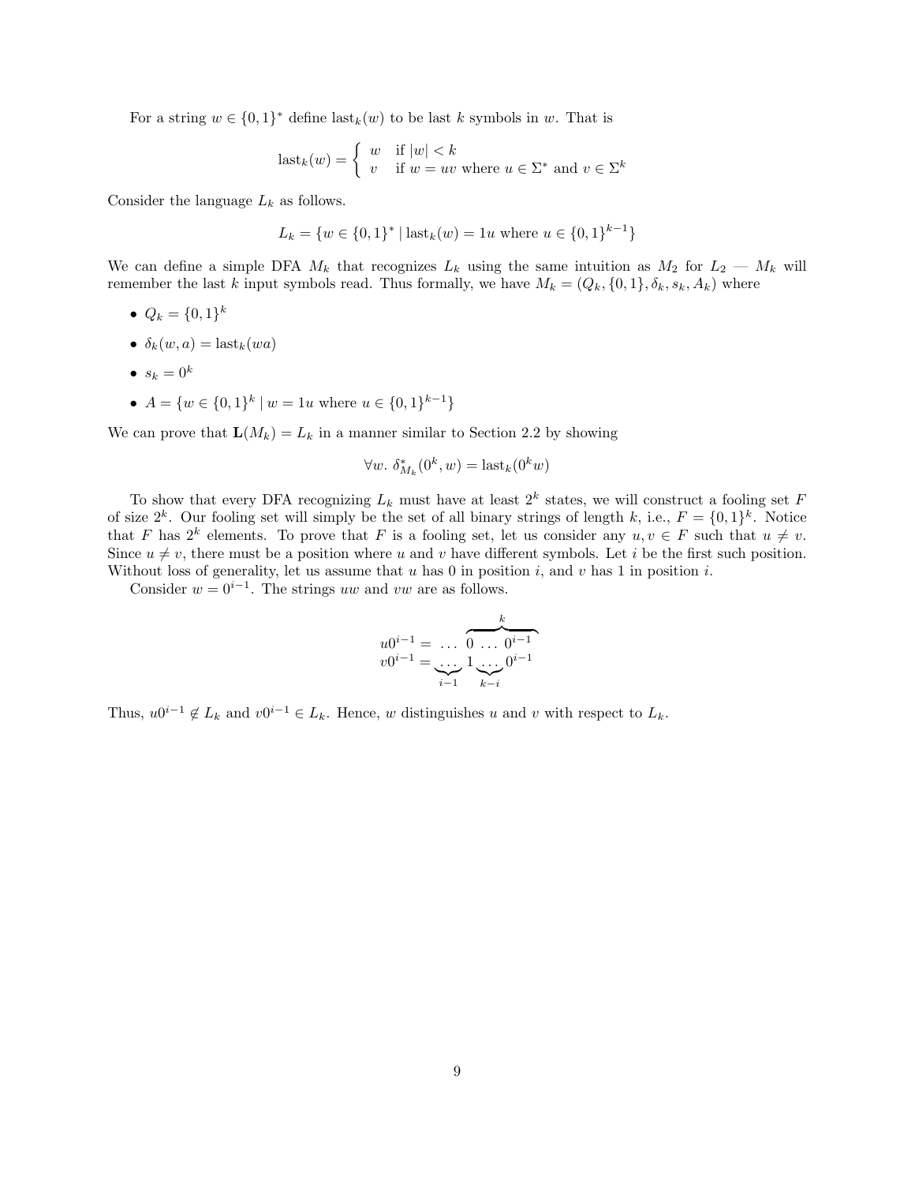For a string $w \in \{0,1\}^*$ define $\text{last}_k(w)$ to be last $k$ symbols in $w$. That is

$$\text{last}_k(w) = \begin{cases} w & \text{if } |w| < k \\ v & \text{if } w = uv \text{ where } u \in \Sigma^* \text{ and } v \in \Sigma^k \end{cases}$$

Consider the language $L_k$ as follows.

$$L_k = \{w \in \{0,1\}^* \mid \text{last}_k(w) = 1u \text{ where } u \in \{0,1\}^{k-1}\}$$

We can define a simple DFA $M_k$ that recognizes $L_k$ using the same intuition as $M_2$ for $L_2$ — $M_k$ will remember the last $k$ input symbols read. Thus formally, we have $M_k = (Q_k, \{0,1\}, \delta_k, s_k, A_k)$ where

- $Q_k = \{0,1\}^k$
- $\delta_k(w, a) = \text{last}_k(wa)$
- $s_k = 0^k$
- $A = \{w \in \{0,1\}^k \mid w = 1u \text{ where } u \in \{0,1\}^{k-1}\}$

We can prove that $\mathbf{L}(M_k) = L_k$ in a manner similar to Section 2.2 by showing

$$\forall w.\ \delta^*_{M_k}(0^k, w) = \text{last}_k(0^k w)$$

To show that every DFA recognizing $L_k$ must have at least $2^k$ states, we will construct a fooling set $F$ of size $2^k$. Our fooling set will simply be the set of all binary strings of length $k$, i.e., $F = \{0,1\}^k$. Notice that $F$ has $2^k$ elements. To prove that $F$ is a fooling set, let us consider any $u, v \in F$ such that $u \neq v$. Since $u \neq v$, there must be a position where $u$ and $v$ have different symbols. Let $i$ be the first such position. Without loss of generality, let us assume that $u$ has 0 in position $i$, and $v$ has 1 in position $i$.

Consider $w = 0^{i-1}$. The strings $uw$ and $vw$ are as follows.

$$\begin{array}{l} u0^{i-1} = \ \ldots\ \overbrace{0\ \ldots\ 0^{i-1}}^{k} \\ v0^{i-1} = \underbrace{\ldots}_{i-1}\ 1 \underbrace{\ldots}_{k-i} 0^{i-1} \end{array}$$

Thus, $u0^{i-1} \notin L_k$ and $v0^{i-1} \in L_k$. Hence, $w$ distinguishes $u$ and $v$ with respect to $L_k$.